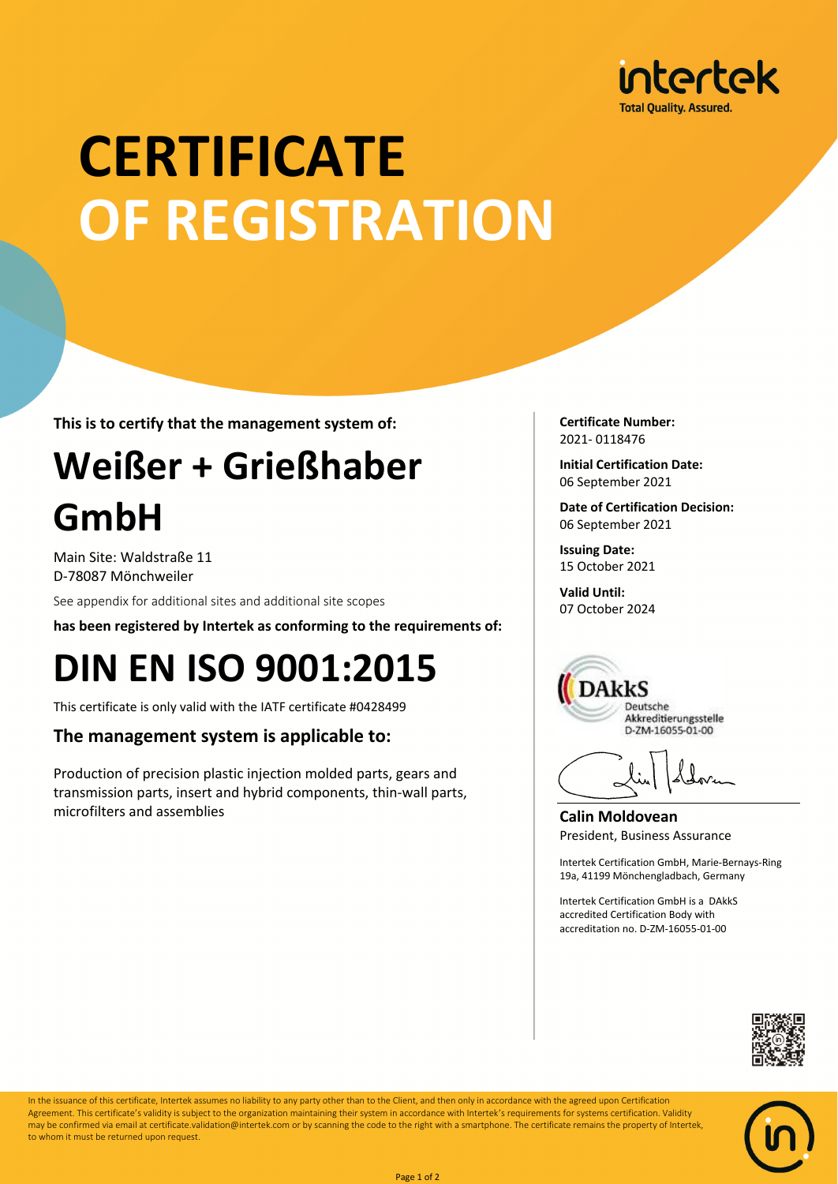intertek
Total Quality. Assured.

# CERTIFICATE OF REGISTRATION

**This is to certify that the management system of:**

## Weißer + Grießhaber GmbH

Main Site: Waldstraße 11
D-78087 Mönchweiler

See appendix for additional sites and additional site scopes

**has been registered by Intertek as conforming to the requirements of:**

# DIN EN ISO 9001:2015

This certificate is only valid with the IATF certificate #0428499

### The management system is applicable to:

Production of precision plastic injection molded parts, gears and transmission parts, insert and hybrid components, thin-wall parts, microfilters and assemblies

**Certificate Number:**
2021- 0118476

**Initial Certification Date:**
06 September 2021

**Date of Certification Decision:**
06 September 2021

**Issuing Date:**
15 October 2021

**Valid Until:**
07 October 2024

DAkkS
Deutsche Akkreditierungsstelle
D-ZM-16055-01-00

**Calin Moldovean**
President, Business Assurance

Intertek Certification GmbH, Marie-Bernays-Ring 19a, 41199 Mönchengladbach, Germany

Intertek Certification GmbH is a DAkkS accredited Certification Body with accreditation no. D-ZM-16055-01-00

In the issuance of this certificate, Intertek assumes no liability to any party other than to the Client, and then only in accordance with the agreed upon Certification Agreement. This certificate's validity is subject to the organization maintaining their system in accordance with Intertek's requirements for systems certification. Validity may be confirmed via email at certificate.validation@intertek.com or by scanning the code to the right with a smartphone. The certificate remains the property of Intertek, to whom it must be returned upon request.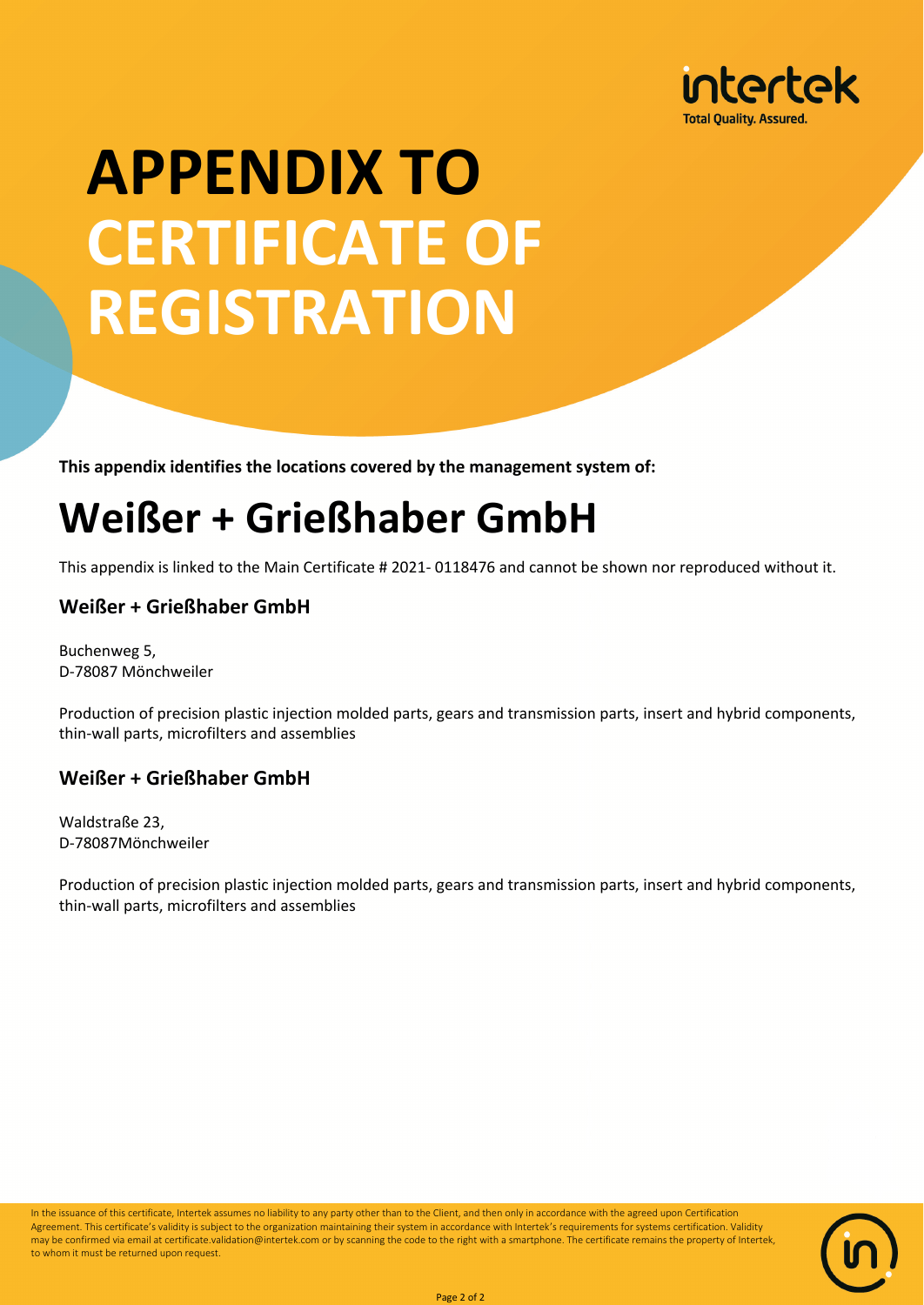intertek
Total Quality. Assured.

# APPENDIX TO CERTIFICATE OF REGISTRATION

**This appendix identifies the locations covered by the management system of:**

# Weißer + Grießhaber GmbH

This appendix is linked to the Main Certificate # 2021- 0118476 and cannot be shown nor reproduced without it.

## Weißer + Grießhaber GmbH

Buchenweg 5,
D-78087 Mönchweiler

Production of precision plastic injection molded parts, gears and transmission parts, insert and hybrid components, thin-wall parts, microfilters and assemblies

## Weißer + Grießhaber GmbH

Waldstraße 23,
D-78087Mönchweiler

Production of precision plastic injection molded parts, gears and transmission parts, insert and hybrid components, thin-wall parts, microfilters and assemblies

In the issuance of this certificate, Intertek assumes no liability to any party other than to the Client, and then only in accordance with the agreed upon Certification Agreement. This certificate's validity is subject to the organization maintaining their system in accordance with Intertek's requirements for systems certification. Validity may be confirmed via email at certificate.validation@intertek.com or by scanning the code to the right with a smartphone. The certificate remains the property of Intertek, to whom it must be returned upon request.